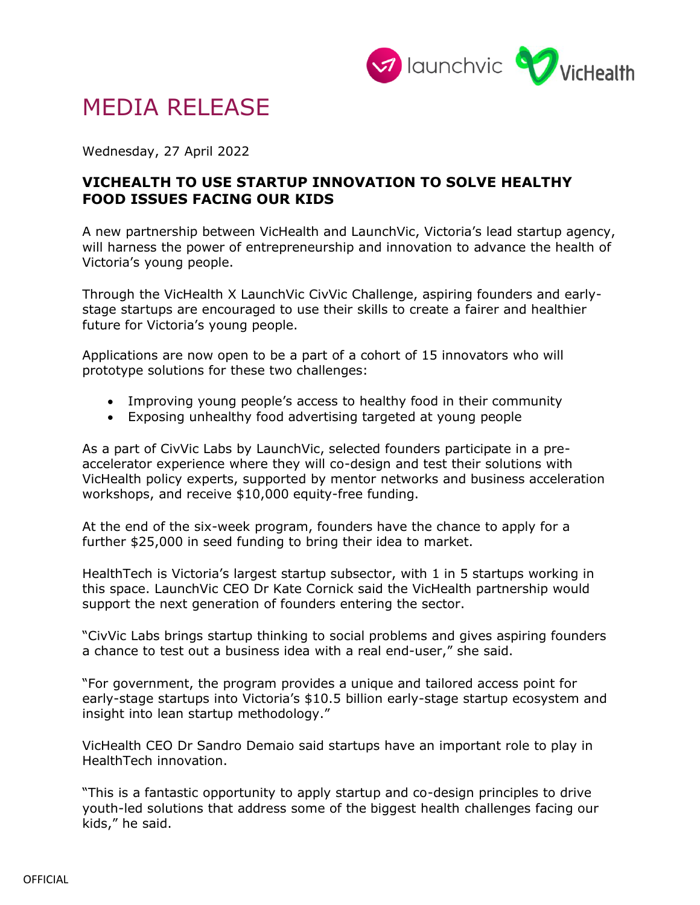# MEDIA RELEASE

Wednesday, 27 April 2022

## VICHEALTH TO USE STARTUP INNOVATION TO SOLVE HEALTHY FOOD ISSUES FACING OUR KIDS

A new partnership between VicHealth and LaunchVic, Victoria's lead startup agency, will harness the power of entrepreneurship and innovation to advance the health of Victoria's young people.

Through the VicHealth X LaunchVic CivVic Challenge, aspiring founders and early-stage startups are encouraged to use their skills to create a fairer and healthier future for Victoria's young people.

Applications are now open to be a part of a cohort of 15 innovators who will prototype solutions for these two challenges:

- Improving young people's access to healthy food in their community
- Exposing unhealthy food advertising targeted at young people

As a part of CivVic Labs by LaunchVic, selected founders participate in a pre-accelerator experience where they will co-design and test their solutions with VicHealth policy experts, supported by mentor networks and business acceleration workshops, and receive $10,000 equity-free funding.

At the end of the six-week program, founders have the chance to apply for a further $25,000 in seed funding to bring their idea to market.

HealthTech is Victoria's largest startup subsector, with 1 in 5 startups working in this space. LaunchVic CEO Dr Kate Cornick said the VicHealth partnership would support the next generation of founders entering the sector.

"CivVic Labs brings startup thinking to social problems and gives aspiring founders a chance to test out a business idea with a real end-user," she said.

"For government, the program provides a unique and tailored access point for early-stage startups into Victoria's $10.5 billion early-stage startup ecosystem and insight into lean startup methodology."

VicHealth CEO Dr Sandro Demaio said startups have an important role to play in HealthTech innovation.

"This is a fantastic opportunity to apply startup and co-design principles to drive youth-led solutions that address some of the biggest health challenges facing our kids," he said.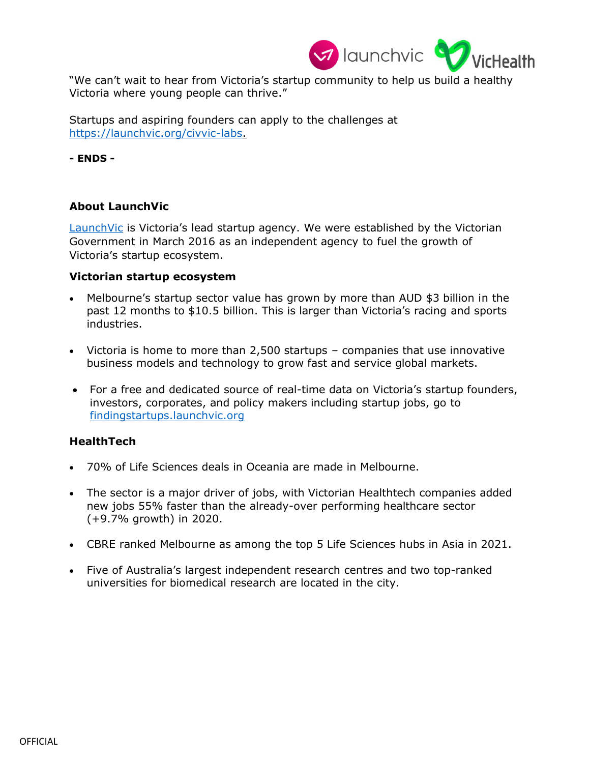"We can't wait to hear from Victoria's startup community to help us build a healthy Victoria where young people can thrive."

Startups and aspiring founders can apply to the challenges at [https://launchvic.org/civvic-labs](https://launchvic.org/civvic-labs).

**- ENDS -**

## About LaunchVic

[LaunchVic](https://launchvic.org) is Victoria's lead startup agency. We were established by the Victorian Government in March 2016 as an independent agency to fuel the growth of Victoria's startup ecosystem.

### Victorian startup ecosystem

- Melbourne's startup sector value has grown by more than AUD $3 billion in the past 12 months to $10.5 billion. This is larger than Victoria's racing and sports industries.
- Victoria is home to more than 2,500 startups – companies that use innovative business models and technology to grow fast and service global markets.
- For a free and dedicated source of real-time data on Victoria's startup founders, investors, corporates, and policy makers including startup jobs, go to [findingstartups.launchvic.org](https://findingstartups.launchvic.org)

### HealthTech

- 70% of Life Sciences deals in Oceania are made in Melbourne.
- The sector is a major driver of jobs, with Victorian Healthtech companies added new jobs 55% faster than the already-over performing healthcare sector (+9.7% growth) in 2020.
- CBRE ranked Melbourne as among the top 5 Life Sciences hubs in Asia in 2021.
- Five of Australia's largest independent research centres and two top-ranked universities for biomedical research are located in the city.

OFFICIAL